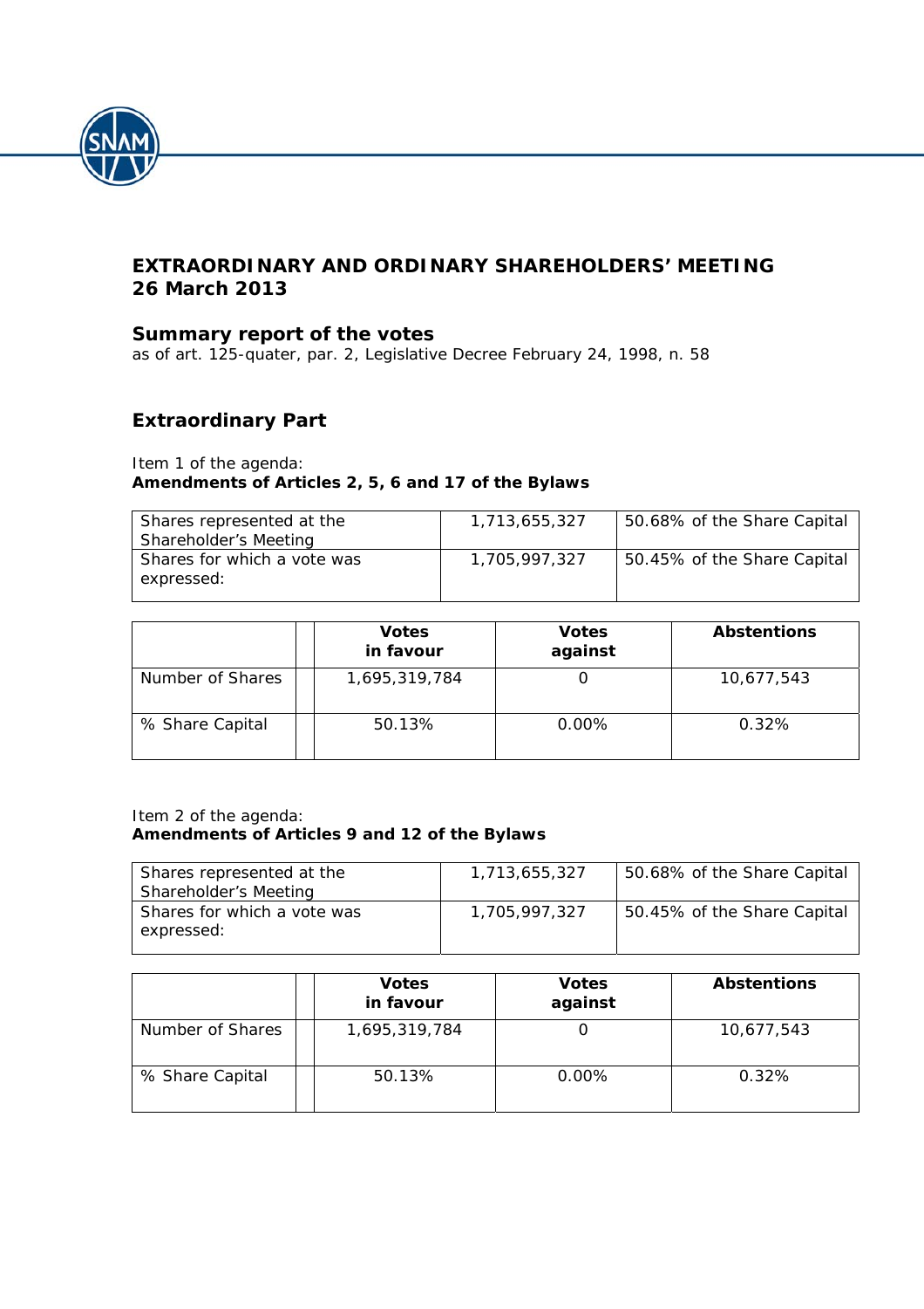## EXTRAORDINARY AND ORDINARY SHAREHOLDERS' MEETING
## 26 March 2013

### Summary report of the votes

as of art. 125-quater, par. 2, Legislative Decree February 24, 1998, n. 58

### Extraordinary Part

Item 1 of the agenda:
**Amendments of Articles 2, 5, 6 and 17 of the Bylaws**

| | | |
|---|---|---|
| Shares represented at the Shareholder's Meeting | 1,713,655,327 | 50.68% of the Share Capital |
| Shares for which a vote was expressed: | 1,705,997,327 | 50.45% of the Share Capital |

| | | Votes in favour | Votes against | Abstentions |
|---|---|---|---|---|
| Number of Shares | | 1,695,319,784 | 0 | 10,677,543 |
| % Share Capital | | 50.13% | 0.00% | 0.32% |

Item 2 of the agenda:
**Amendments of Articles 9 and 12 of the Bylaws**

| | | |
|---|---|---|
| Shares represented at the Shareholder's Meeting | 1,713,655,327 | 50.68% of the Share Capital |
| Shares for which a vote was expressed: | 1,705,997,327 | 50.45% of the Share Capital |

| | | Votes in favour | Votes against | Abstentions |
|---|---|---|---|---|
| Number of Shares | | 1,695,319,784 | 0 | 10,677,543 |
| % Share Capital | | 50.13% | 0.00% | 0.32% |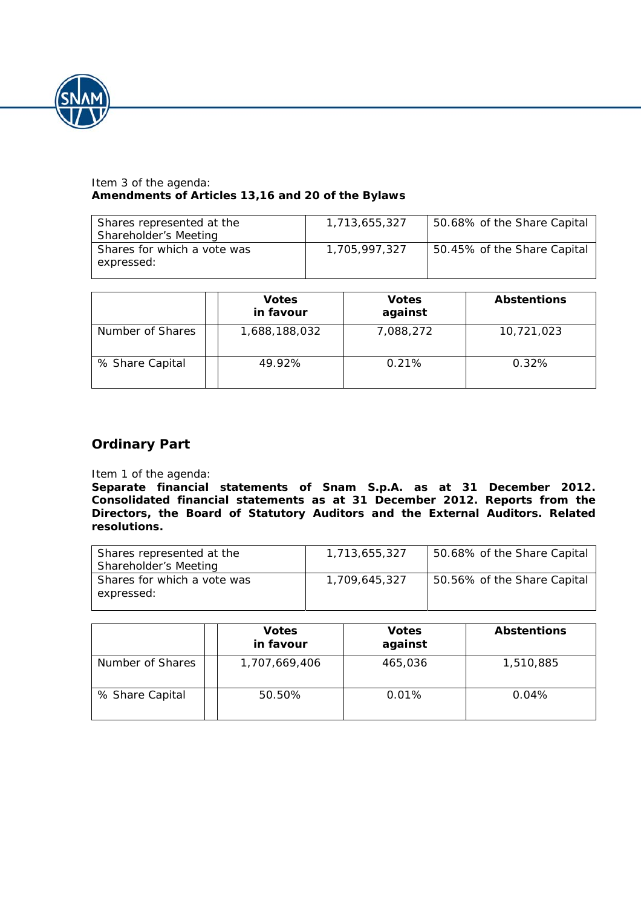Item 3 of the agenda:
**Amendments of Articles 13,16 and 20 of the Bylaws**

| | | |
|---|---|---|
| Shares represented at the Shareholder's Meeting | 1,713,655,327 | 50.68% of the Share Capital |
| Shares for which a vote was expressed: | 1,705,997,327 | 50.45% of the Share Capital |

| | | Votes in favour | Votes against | Abstentions |
|---|---|---|---|---|
| Number of Shares | | 1,688,188,032 | 7,088,272 | 10,721,023 |
| % Share Capital | | 49.92% | 0.21% | 0.32% |

## Ordinary Part

Item 1 of the agenda:
**Separate financial statements of Snam S.p.A. as at 31 December 2012. Consolidated financial statements as at 31 December 2012. Reports from the Directors, the Board of Statutory Auditors and the External Auditors. Related resolutions.**

| | | |
|---|---|---|
| Shares represented at the Shareholder's Meeting | 1,713,655,327 | 50.68% of the Share Capital |
| Shares for which a vote was expressed: | 1,709,645,327 | 50.56% of the Share Capital |

| | | Votes in favour | Votes against | Abstentions |
|---|---|---|---|---|
| Number of Shares | | 1,707,669,406 | 465,036 | 1,510,885 |
| % Share Capital | | 50.50% | 0.01% | 0.04% |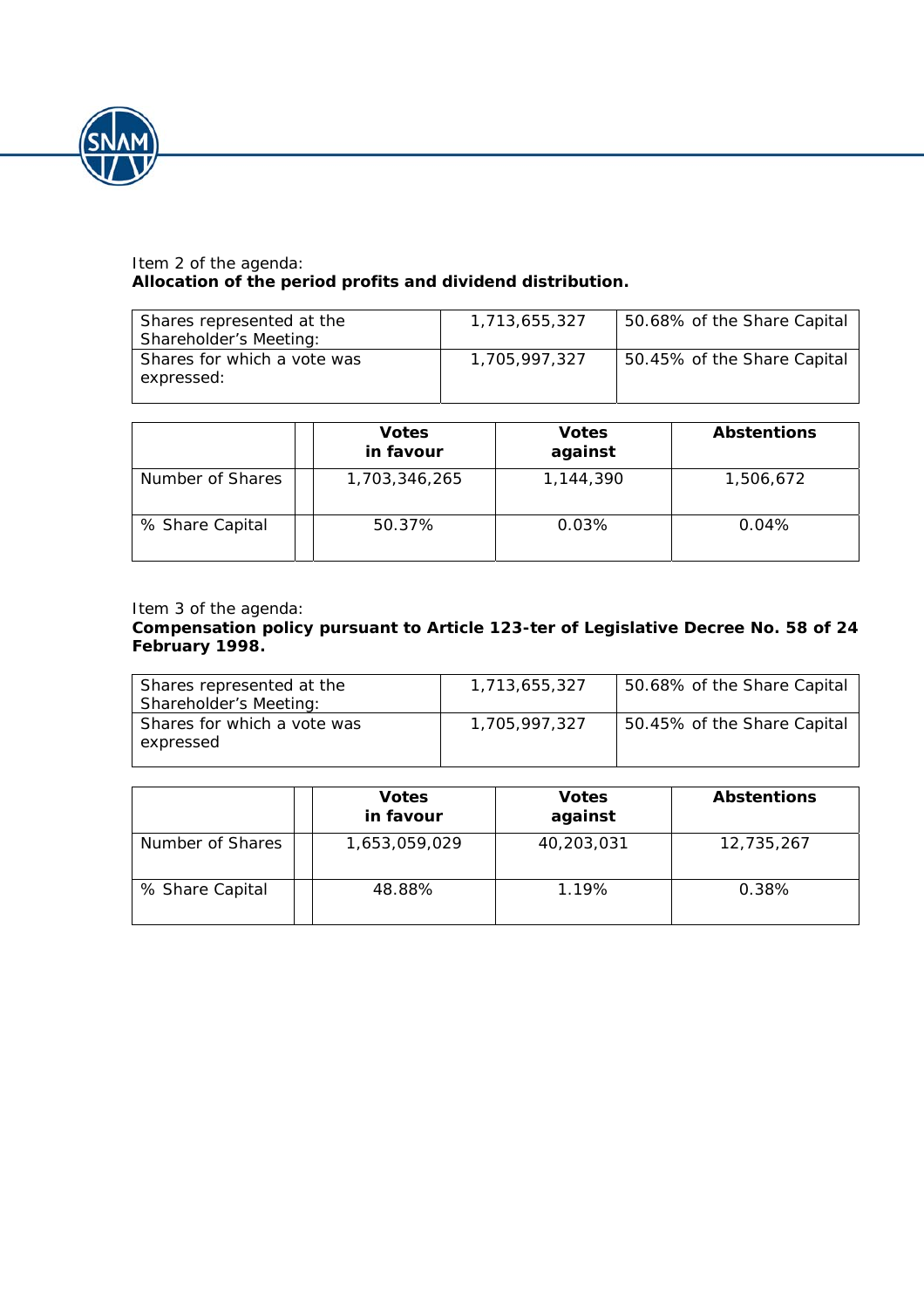Item 2 of the agenda:
**Allocation of the period profits and dividend distribution.**

| Shares represented at the Shareholder's Meeting: | 1,713,655,327 | 50.68% of the Share Capital |
|---|---|---|
| Shares for which a vote was expressed: | 1,705,997,327 | 50.45% of the Share Capital |

| | | Votes in favour | Votes against | Abstentions |
|---|---|---|---|---|
| Number of Shares | | 1,703,346,265 | 1,144,390 | 1,506,672 |
| % Share Capital | | 50.37% | 0.03% | 0.04% |

Item 3 of the agenda:
**Compensation policy pursuant to Article 123-ter of Legislative Decree No. 58 of 24 February 1998.**

| Shares represented at the Shareholder's Meeting: | 1,713,655,327 | 50.68% of the Share Capital |
|---|---|---|
| Shares for which a vote was expressed | 1,705,997,327 | 50.45% of the Share Capital |

| | | Votes in favour | Votes against | Abstentions |
|---|---|---|---|---|
| Number of Shares | | 1,653,059,029 | 40,203,031 | 12,735,267 |
| % Share Capital | | 48.88% | 1.19% | 0.38% |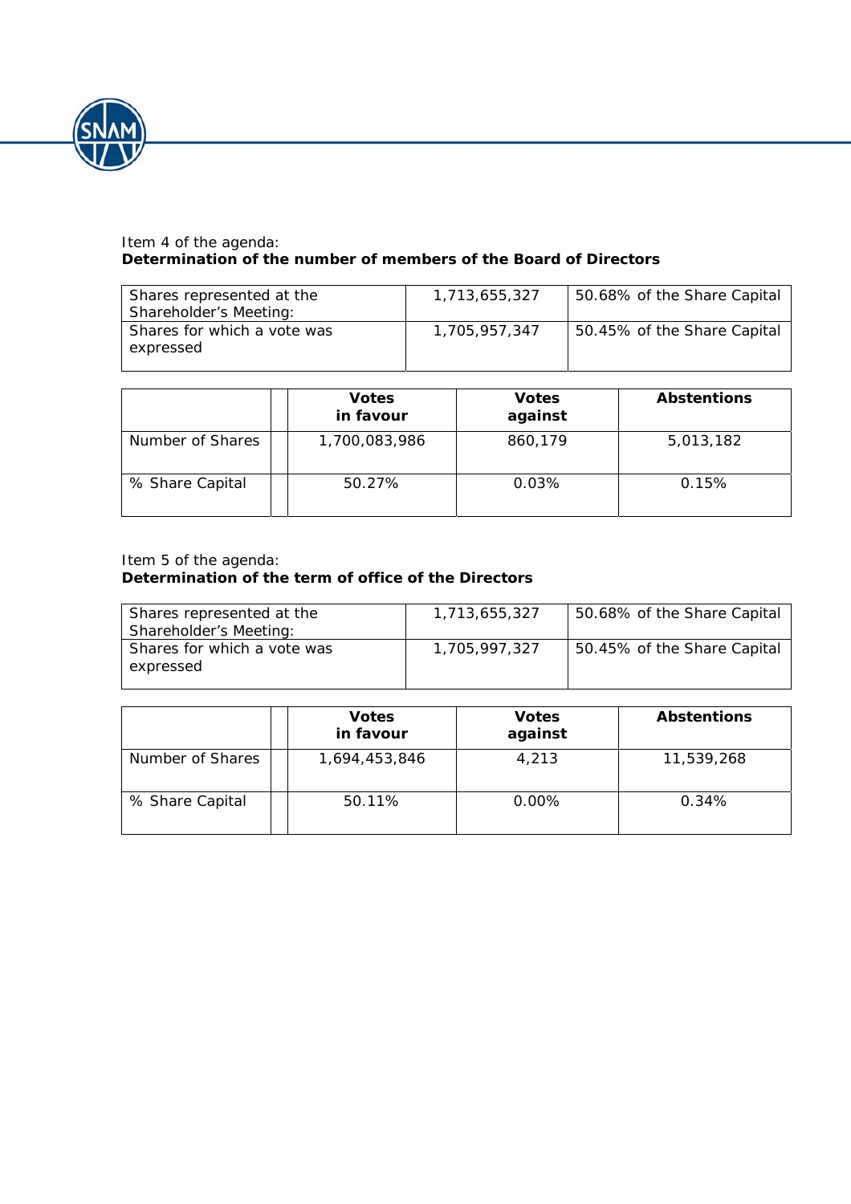Item 4 of the agenda:
**Determination of the number of members of the Board of Directors**

| | | |
|---|---|---|
| Shares represented at the Shareholder's Meeting: | 1,713,655,327 | 50.68% of the Share Capital |
| Shares for which a vote was expressed | 1,705,957,347 | 50.45% of the Share Capital |

| | | **Votes in favour** | **Votes against** | **Abstentions** |
|---|---|---|---|---|
| Number of Shares | | 1,700,083,986 | 860,179 | 5,013,182 |
| % Share Capital | | 50.27% | 0.03% | 0.15% |

Item 5 of the agenda:
**Determination of the term of office of the Directors**

| | | |
|---|---|---|
| Shares represented at the Shareholder's Meeting: | 1,713,655,327 | 50.68% of the Share Capital |
| Shares for which a vote was expressed | 1,705,997,327 | 50.45% of the Share Capital |

| | | **Votes in favour** | **Votes against** | **Abstentions** |
|---|---|---|---|---|
| Number of Shares | | 1,694,453,846 | 4,213 | 11,539,268 |
| % Share Capital | | 50.11% | 0.00% | 0.34% |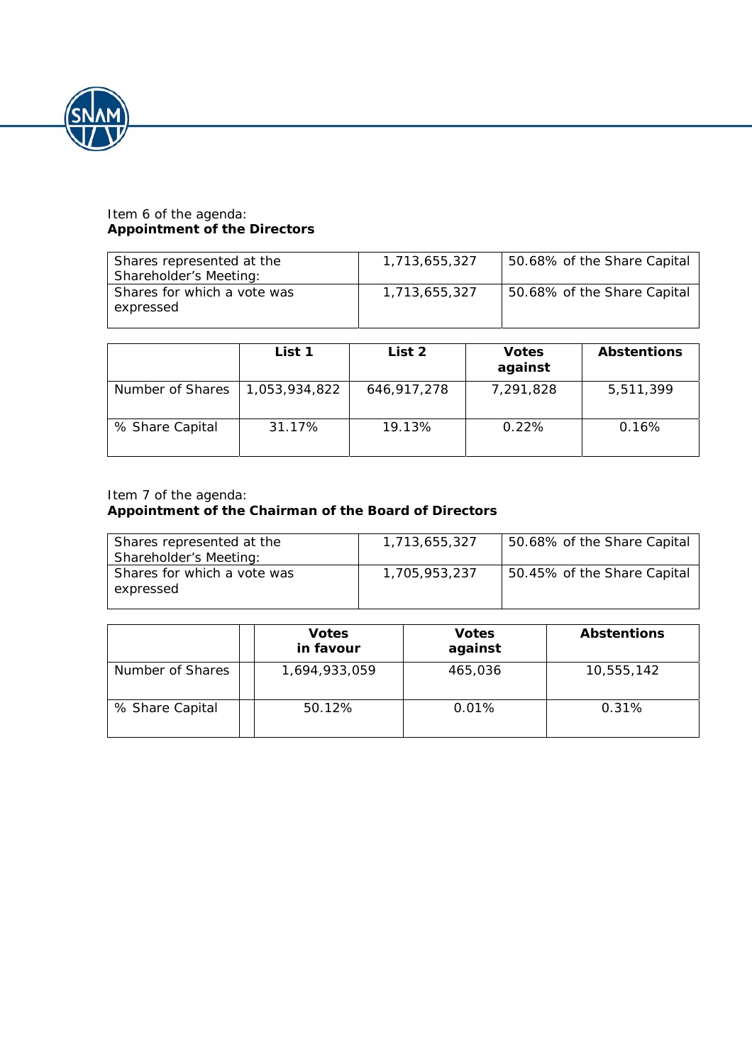Item 6 of the agenda:
**Appointment of the Directors**

| | | |
|---|---|---|
| Shares represented at the Shareholder's Meeting: | 1,713,655,327 | 50.68% of the Share Capital |
| Shares for which a vote was expressed | 1,713,655,327 | 50.68% of the Share Capital |

| | List 1 | List 2 | Votes against | Abstentions |
|---|---|---|---|---|
| Number of Shares | 1,053,934,822 | 646,917,278 | 7,291,828 | 5,511,399 |
| % Share Capital | 31.17% | 19.13% | 0.22% | 0.16% |

Item 7 of the agenda:
**Appointment of the Chairman of the Board of Directors**

| | | |
|---|---|---|
| Shares represented at the Shareholder's Meeting: | 1,713,655,327 | 50.68% of the Share Capital |
| Shares for which a vote was expressed | 1,705,953,237 | 50.45% of the Share Capital |

| | Votes in favour | Votes against | Abstentions |
|---|---|---|---|
| Number of Shares | 1,694,933,059 | 465,036 | 10,555,142 |
| % Share Capital | 50.12% | 0.01% | 0.31% |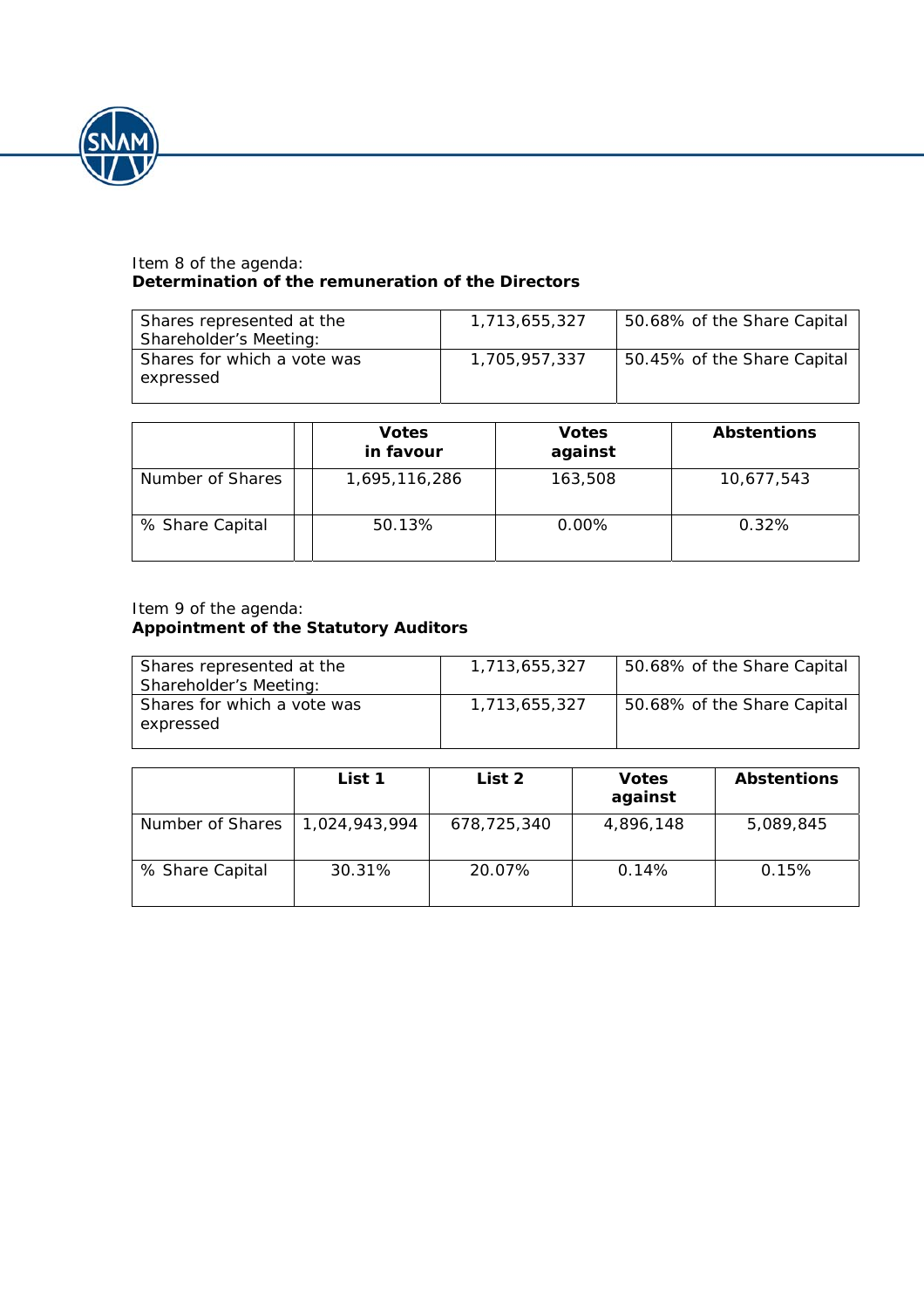Item 8 of the agenda:
**Determination of the remuneration of the Directors**

| | | |
|---|---|---|
| Shares represented at the Shareholder's Meeting: | 1,713,655,327 | 50.68% of the Share Capital |
| Shares for which a vote was expressed | 1,705,957,337 | 50.45% of the Share Capital |

| | | Votes in favour | Votes against | Abstentions |
|---|---|---|---|---|
| Number of Shares | | 1,695,116,286 | 163,508 | 10,677,543 |
| % Share Capital | | 50.13% | 0.00% | 0.32% |

Item 9 of the agenda:
**Appointment of the Statutory Auditors**

| | | |
|---|---|---|
| Shares represented at the Shareholder's Meeting: | 1,713,655,327 | 50.68% of the Share Capital |
| Shares for which a vote was expressed | 1,713,655,327 | 50.68% of the Share Capital |

| | List 1 | List 2 | Votes against | Abstentions |
|---|---|---|---|---|
| Number of Shares | 1,024,943,994 | 678,725,340 | 4,896,148 | 5,089,845 |
| % Share Capital | 30.31% | 20.07% | 0.14% | 0.15% |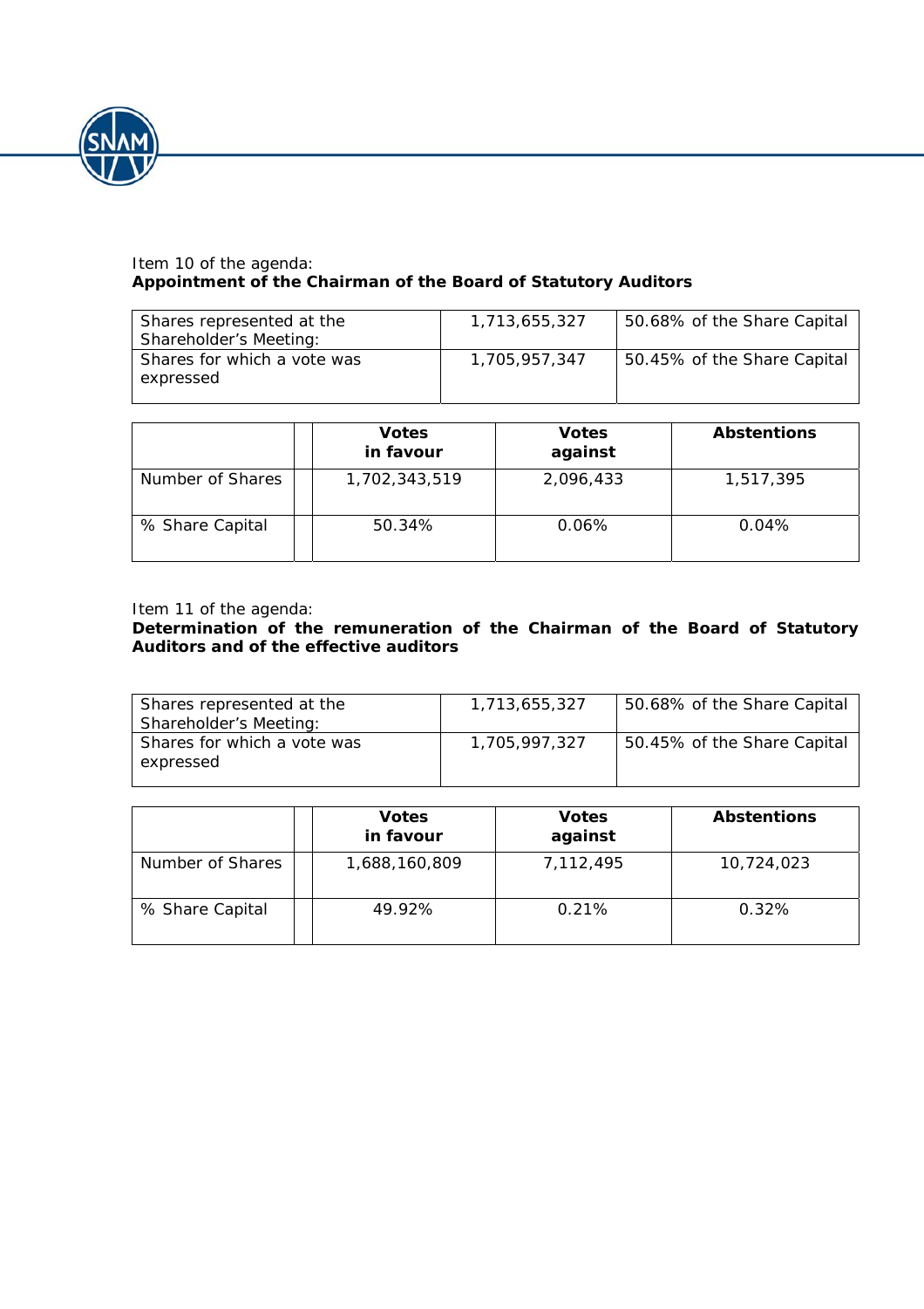Item 10 of the agenda:
**Appointment of the Chairman of the Board of Statutory Auditors**

| | | |
|---|---|---|
| Shares represented at the Shareholder's Meeting: | 1,713,655,327 | 50.68% of the Share Capital |
| Shares for which a vote was expressed | 1,705,957,347 | 50.45% of the Share Capital |

| | | Votes in favour | Votes against | Abstentions |
|---|---|---|---|---|
| Number of Shares | | 1,702,343,519 | 2,096,433 | 1,517,395 |
| % Share Capital | | 50.34% | 0.06% | 0.04% |

Item 11 of the agenda:
**Determination of the remuneration of the Chairman of the Board of Statutory Auditors and of the effective auditors**

| | | |
|---|---|---|
| Shares represented at the Shareholder's Meeting: | 1,713,655,327 | 50.68% of the Share Capital |
| Shares for which a vote was expressed | 1,705,997,327 | 50.45% of the Share Capital |

| | | Votes in favour | Votes against | Abstentions |
|---|---|---|---|---|
| Number of Shares | | 1,688,160,809 | 7,112,495 | 10,724,023 |
| % Share Capital | | 49.92% | 0.21% | 0.32% |